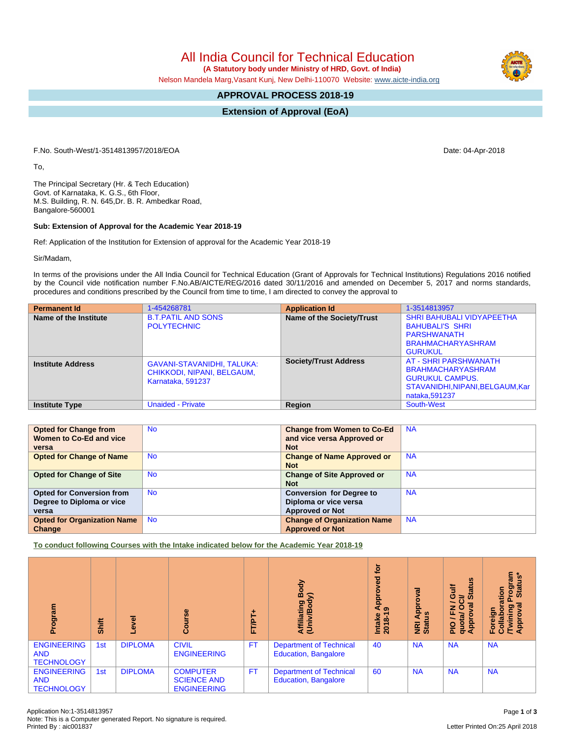# All India Council for Technical Education

**(A Statutory body under Ministry of HRD, Govt. of India)**

Nelson Mandela Marg,Vasant Kunj, New Delhi-110070 Website: www.aicte-india.org

## APPROVAL PROCESS 2018-19

## Extension of Approval (EoA)

F.No. South-West/1-3514813957/2018/EOA

Date: 04-Apr-2018

To,

The Principal Secretary (Hr. & Tech Education)
Govt. of Karnataka, K. G.S., 6th Floor,
M.S. Building, R. N. 645,Dr. B. R. Ambedkar Road,
Bangalore-560001

**Sub: Extension of Approval for the Academic Year 2018-19**

Ref: Application of the Institution for Extension of approval for the Academic Year 2018-19

Sir/Madam,

In terms of the provisions under the All India Council for Technical Education (Grant of Approvals for Technical Institutions) Regulations 2016 notified by the Council vide notification number F.No.AB/AICTE/REG/2016 dated 30/11/2016 and amended on December 5, 2017 and norms standards, procedures and conditions prescribed by the Council from time to time, I am directed to convey the approval to

| **Permanent Id** | 1-454268781 | **Application Id** | 1-3514813957 |
|---|---|---|---|
| **Name of the Institute** | B.T.PATIL AND SONS POLYTECHNIC | **Name of the Society/Trust** | SHRI BAHUBALI VIDYAPEETHA BAHUBALI'S SHRI PARSHWANATH BRAHMACHARYASHRAM GURUKUL |
| **Institute Address** | GAVANI-STAVANIDHI, TALUKA: CHIKKODI, NIPANI, BELGAUM, Karnataka, 591237 | **Society/Trust Address** | AT - SHRI PARSHWANATH BRAHMACHARYASHRAM GURUKUL CAMPUS. STAVANIDHI,NIPANI,BELGAUM,Karnataka,591237 |
| **Institute Type** | Unaided - Private | **Region** | South-West |

| **Opted for Change from Women to Co-Ed and vice versa** | No | **Change from Women to Co-Ed and vice versa Approved or Not** | NA |
|---|---|---|---|
| **Opted for Change of Name** | No | **Change of Name Approved or Not** | NA |
| **Opted for Change of Site** | No | **Change of Site Approved or Not** | NA |
| **Opted for Conversion from Degree to Diploma or vice versa** | No | **Conversion for Degree to Diploma or vice versa Approved or Not** | NA |
| **Opted for Organization Name Change** | No | **Change of Organization Name Approved or Not** | NA |

**To conduct following Courses with the Intake indicated below for the Academic Year 2018-19**

| Program | Shift | Level | Course | FT/PT+ | Affiliating Body (Univ/Body) | Intake Approved for 2018-19 | NRI Approval Status | PIO / FN / Gulf quota/ OCI/ Approval Status | Foreign Collaboration /Twining Program Approval Status* |
|---|---|---|---|---|---|---|---|---|---|
| ENGINEERING AND TECHNOLOGY | 1st | DIPLOMA | CIVIL ENGINEERING | FT | Department of Technical Education, Bangalore | 40 | NA | NA | NA |
| ENGINEERING AND TECHNOLOGY | 1st | DIPLOMA | COMPUTER SCIENCE AND ENGINEERING | FT | Department of Technical Education, Bangalore | 60 | NA | NA | NA |

Application No:1-3514813957
Note: This is a Computer generated Report. No signature is required.
Printed By : aic001837

Letter Printed On:25 April 2018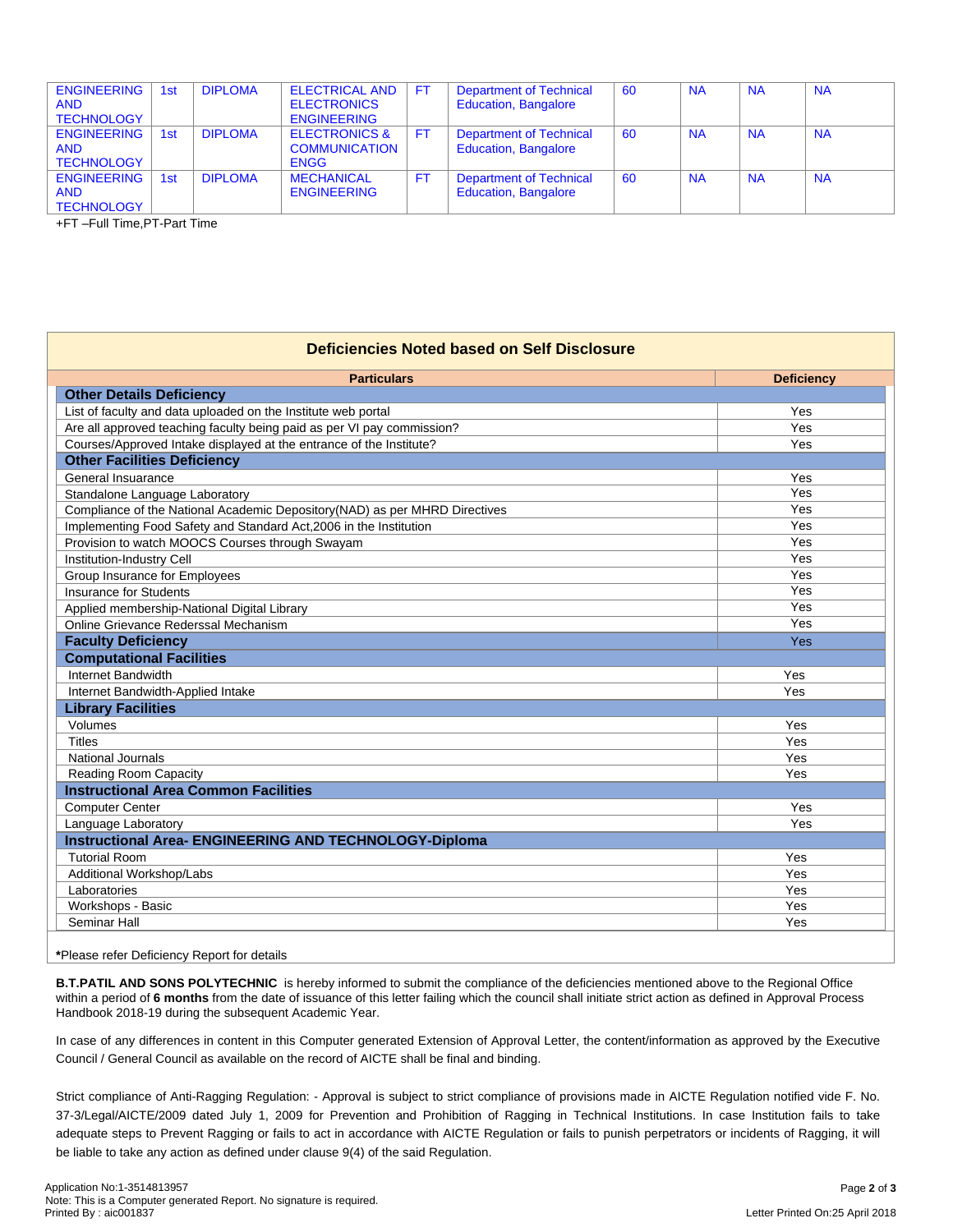| ENGINEERING AND TECHNOLOGY | 1st | DIPLOMA | ELECTRICAL AND ELECTRONICS ENGINEERING | FT | Department of Technical Education, Bangalore | 60 | NA | NA | NA |
|---|---|---|---|---|---|---|---|---|---|
| ENGINEERING AND TECHNOLOGY | 1st | DIPLOMA | ELECTRONICS & COMMUNICATION ENGG | FT | Department of Technical Education, Bangalore | 60 | NA | NA | NA |
| ENGINEERING AND TECHNOLOGY | 1st | DIPLOMA | MECHANICAL ENGINEERING | FT | Department of Technical Education, Bangalore | 60 | NA | NA | NA |

+FT –Full Time,PT-Part Time

## Deficiencies Noted based on Self Disclosure

| Particulars | Deficiency |
|---|---|
| **Other Details Deficiency** | |
| List of faculty and data uploaded on the Institute web portal | Yes |
| Are all approved teaching faculty being paid as per VI pay commission? | Yes |
| Courses/Approved Intake displayed at the entrance of the Institute? | Yes |
| **Other Facilities Deficiency** | |
| General Insuarance | Yes |
| Standalone Language Laboratory | Yes |
| Compliance of the National Academic Depository(NAD) as per MHRD Directives | Yes |
| Implementing Food Safety and Standard Act,2006 in the Institution | Yes |
| Provision to watch MOOCS Courses through Swayam | Yes |
| Institution-Industry Cell | Yes |
| Group Insurance for Employees | Yes |
| Insurance for Students | Yes |
| Applied membership-National Digital Library | Yes |
| Online Grievance Rederssal Mechanism | Yes |
| **Faculty Deficiency** | Yes |
| **Computational Facilities** | |
| Internet Bandwidth | Yes |
| Internet Bandwidth-Applied Intake | Yes |
| **Library Facilities** | |
| Volumes | Yes |
| Titles | Yes |
| National Journals | Yes |
| Reading Room Capacity | Yes |
| **Instructional Area Common Facilities** | |
| Computer Center | Yes |
| Language Laboratory | Yes |
| **Instructional Area- ENGINEERING AND TECHNOLOGY-Diploma** | |
| Tutorial Room | Yes |
| Additional Workshop/Labs | Yes |
| Laboratories | Yes |
| Workshops - Basic | Yes |
| Seminar Hall | Yes |

***Please refer Deficiency Report for details**

**B.T.PATIL AND SONS POLYTECHNIC** is hereby informed to submit the compliance of the deficiencies mentioned above to the Regional Office within a period of **6 months** from the date of issuance of this letter failing which the council shall initiate strict action as defined in Approval Process Handbook 2018-19 during the subsequent Academic Year.

In case of any differences in content in this Computer generated Extension of Approval Letter, the content/information as approved by the Executive Council / General Council as available on the record of AICTE shall be final and binding.

Strict compliance of Anti-Ragging Regulation: - Approval is subject to strict compliance of provisions made in AICTE Regulation notified vide F. No. 37-3/Legal/AICTE/2009 dated July 1, 2009 for Prevention and Prohibition of Ragging in Technical Institutions. In case Institution fails to take adequate steps to Prevent Ragging or fails to act in accordance with AICTE Regulation or fails to punish perpetrators or incidents of Ragging, it will be liable to take any action as defined under clause 9(4) of the said Regulation.

Application No:1-3514813957
Note: This is a Computer generated Report. No signature is required.
Printed By : aic001837

Letter Printed On:25 April 2018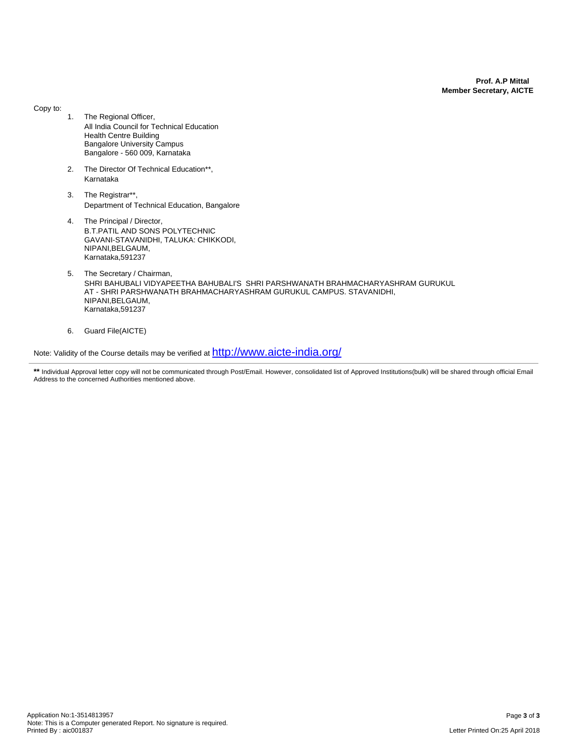**Prof. A.P Mittal**
**Member Secretary, AICTE**

Copy to:

1. The Regional Officer,
   All India Council for Technical Education
   Health Centre Building
   Bangalore University Campus
   Bangalore - 560 009, Karnataka

2. The Director Of Technical Education**,
   Karnataka

3. The Registrar**,
   Department of Technical Education, Bangalore

4. The Principal / Director,
   B.T.PATIL AND SONS POLYTECHNIC
   GAVANI-STAVANIDHI, TALUKA: CHIKKODI,
   NIPANI,BELGAUM,
   Karnataka,591237

5. The Secretary / Chairman,
   SHRI BAHUBALI VIDYAPEETHA BAHUBALI'S SHRI PARSHWANATH BRAHMACHARYASHRAM GURUKUL
   AT - SHRI PARSHWANATH BRAHMACHARYASHRAM GURUKUL CAMPUS. STAVANIDHI,
   NIPANI,BELGAUM,
   Karnataka,591237

6. Guard File(AICTE)

Note: Validity of the Course details may be verified at http://www.aicte-india.org/

---

**\*\*** Individual Approval letter copy will not be communicated through Post/Email. However, consolidated list of Approved Institutions(bulk) will be shared through official Email Address to the concerned Authorities mentioned above.

Application No:1-3514813957
Note: This is a Computer generated Report. No signature is required.
Printed By : aic001837

Letter Printed On:25 April 2018